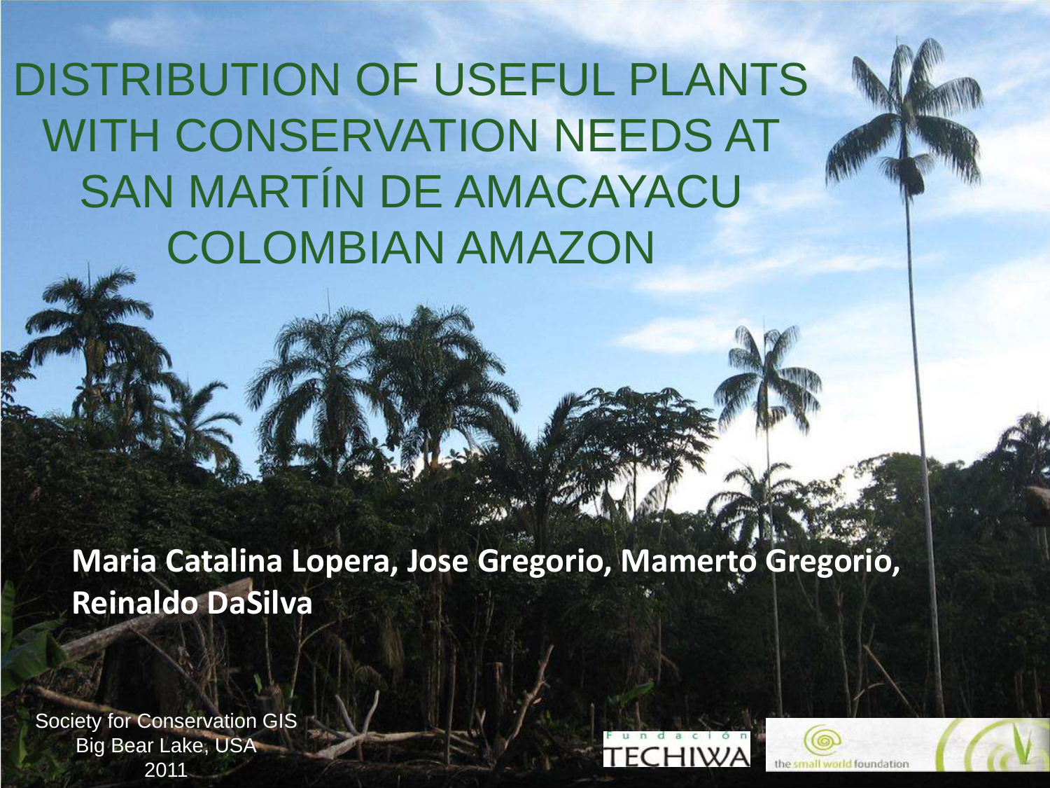# DISTRIBUTION OF USEFUL PLANTS WITH CONSERVATION NEEDS AT SAN MARTÍN DE AMACAYACU COLOMBIAN AMAZON

**Maria Catalina Lopera, Jose Gregorio, Mamerto Gregorio, Reinaldo DaSilva**

Society for Conservation GIS
Big Bear Lake, USA
2011

Fundación TECHIWA

the small world foundation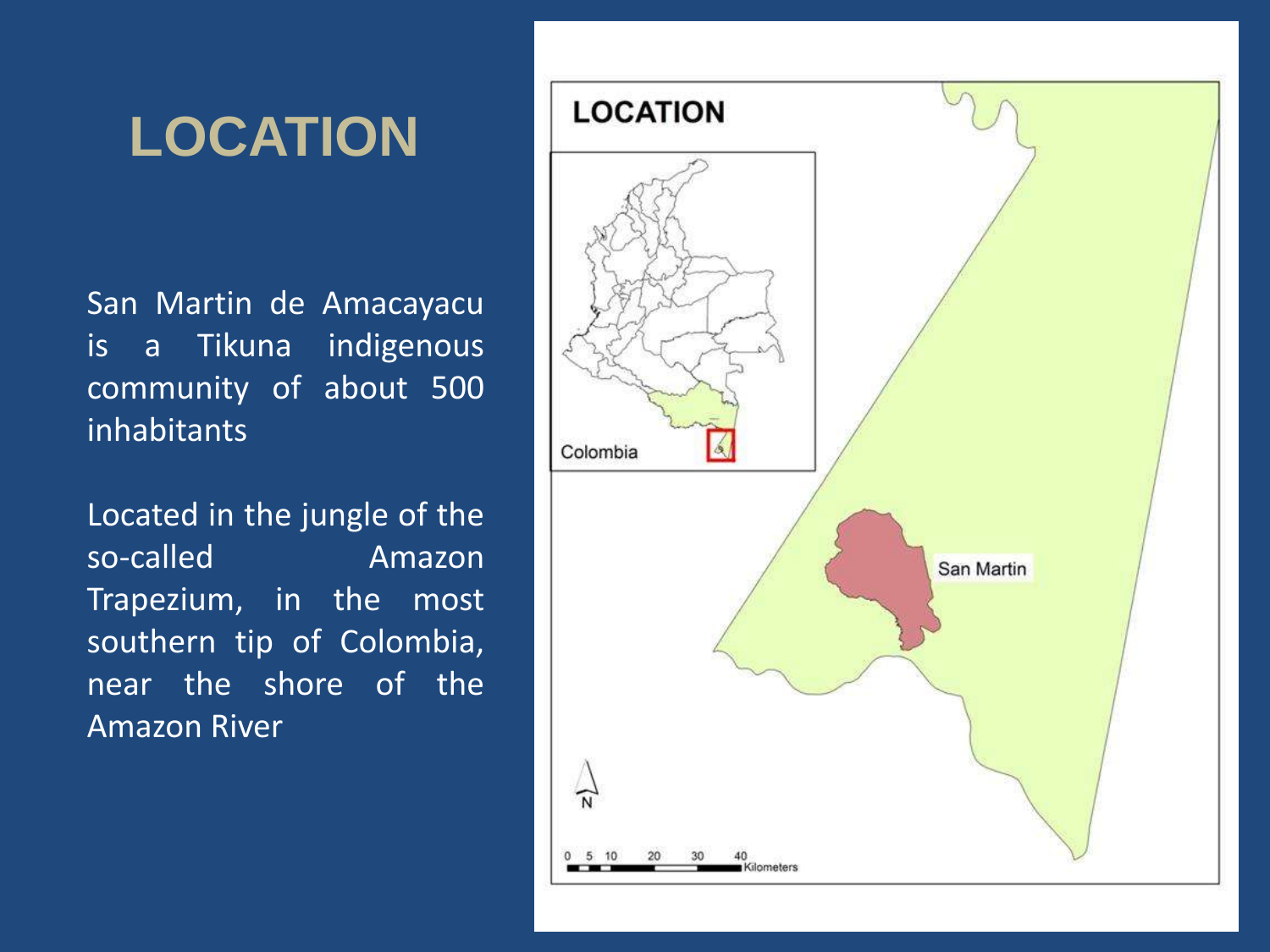# LOCATION

San Martin de Amacayacu is a Tikuna indigenous community of about 500 inhabitants

Located in the jungle of the so-called Amazon Trapezium, in the most southern tip of Colombia, near the shore of the Amazon River

LOCATION

Colombia

San Martin

N

0 5 10 20 30 40 Kilometers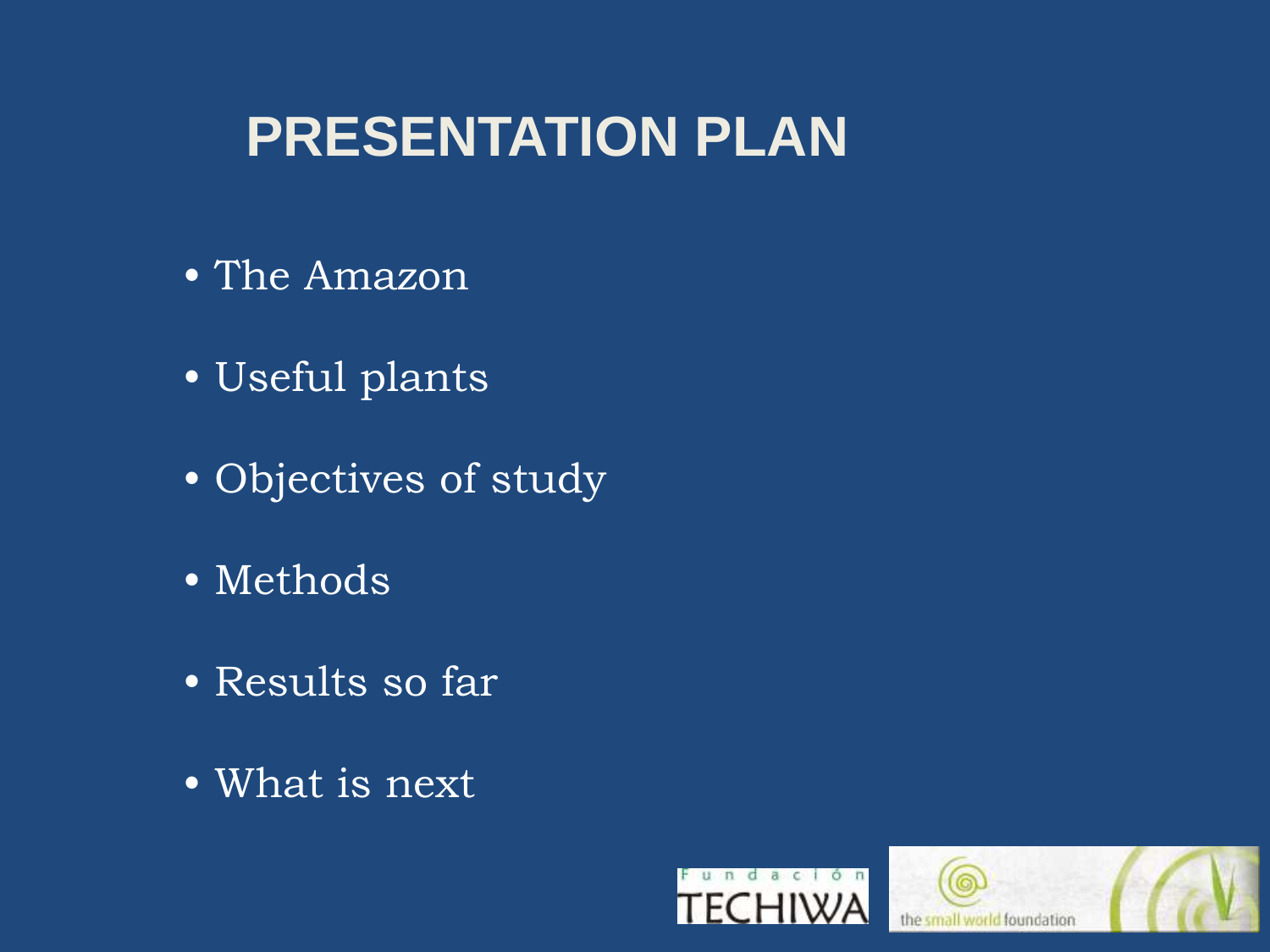# PRESENTATION PLAN

- The Amazon
- Useful plants
- Objectives of study
- Methods
- Results so far
- What is next

Fundación TECHIWA

the small world foundation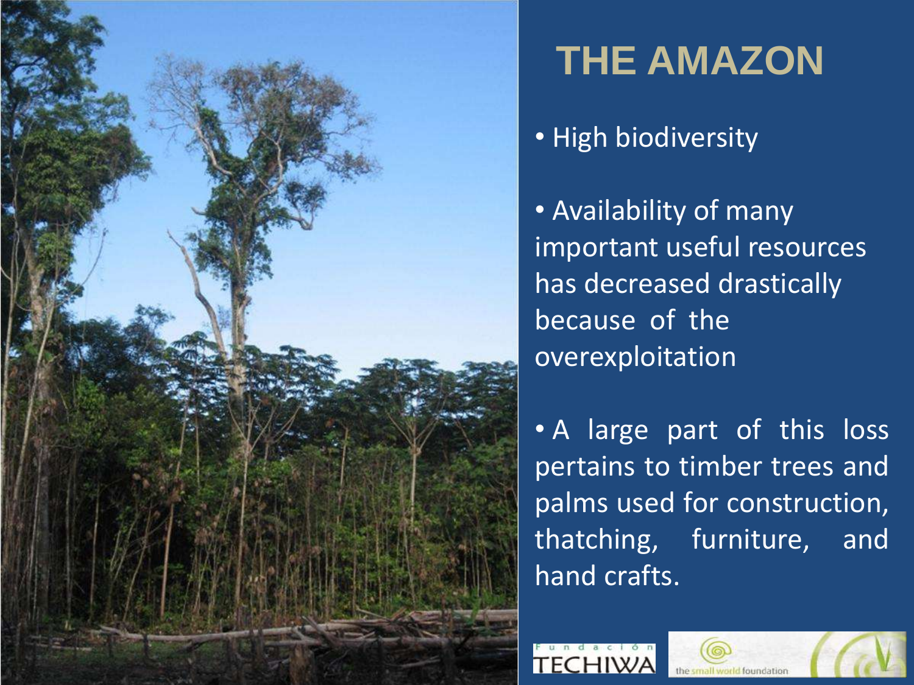# THE AMAZON

- High biodiversity
- Availability of many important useful resources has decreased drastically because of the overexploitation
- A large part of this loss pertains to timber trees and palms used for construction, thatching, furniture, and hand crafts.

Fundación TECHIWA

the small world foundation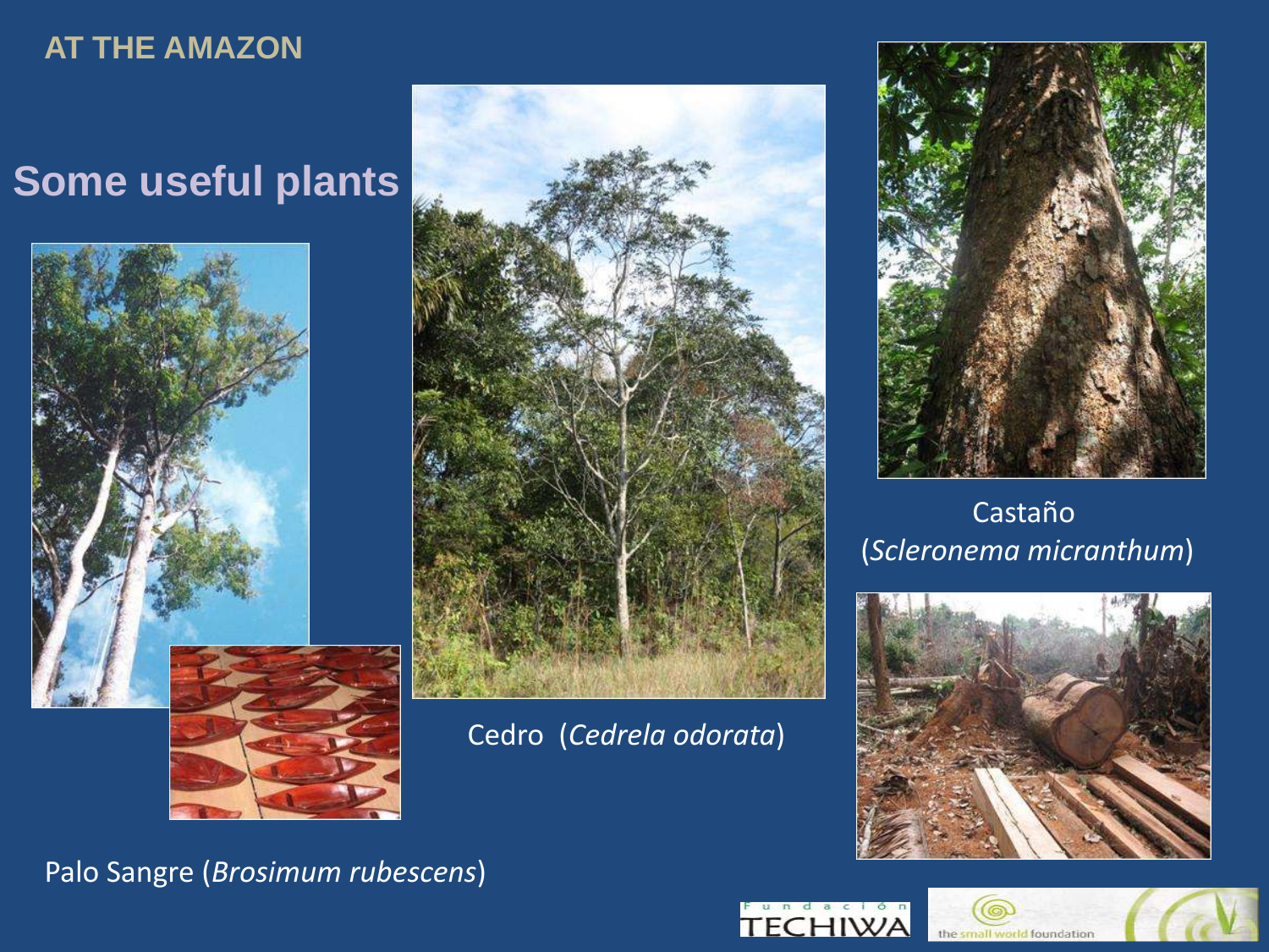AT THE AMAZON

# Some useful plants

Cedro (*Cedrela odorata*)

Castaño (*Scleronema micranthum*)

Palo Sangre (*Brosimum rubescens*)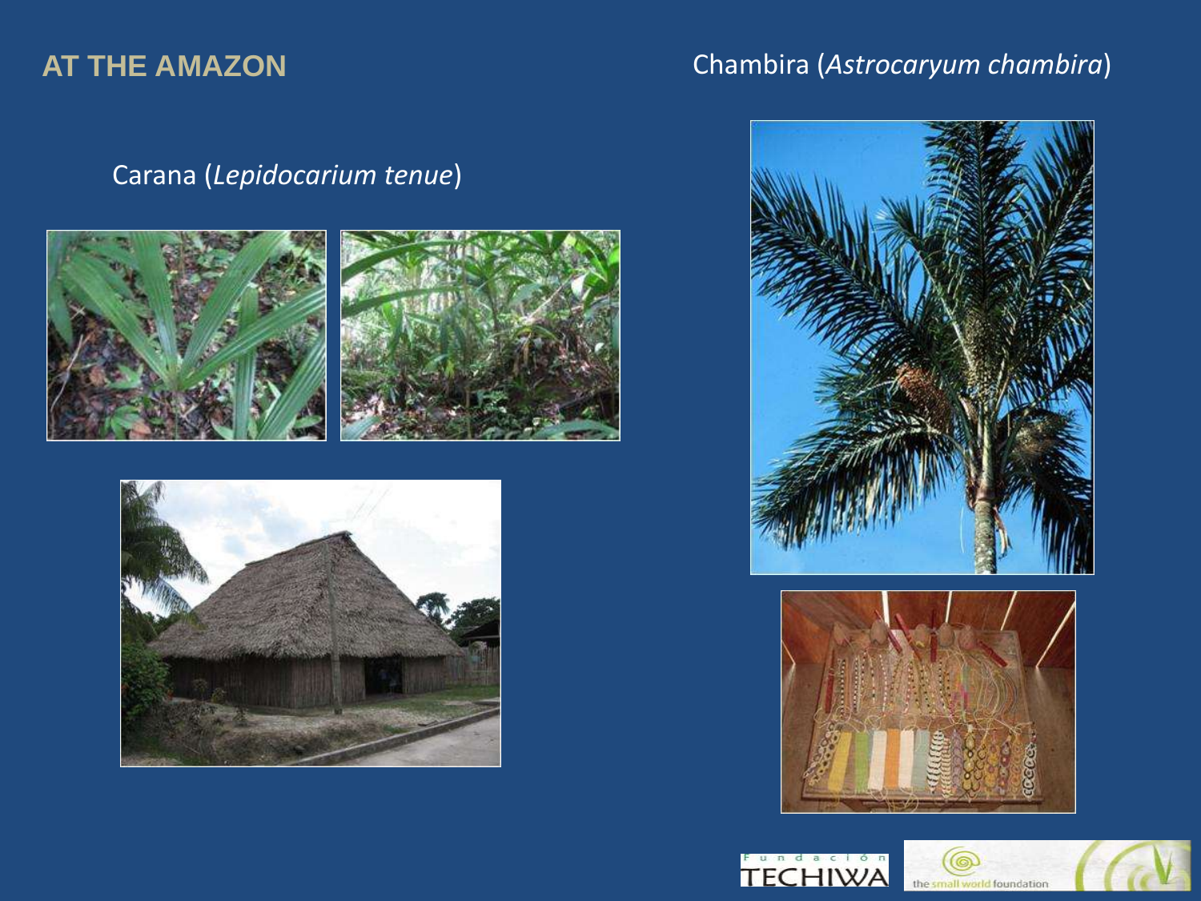# AT THE AMAZON

Carana (*Lepidocarium tenue*)

Chambira (*Astrocaryum chambira*)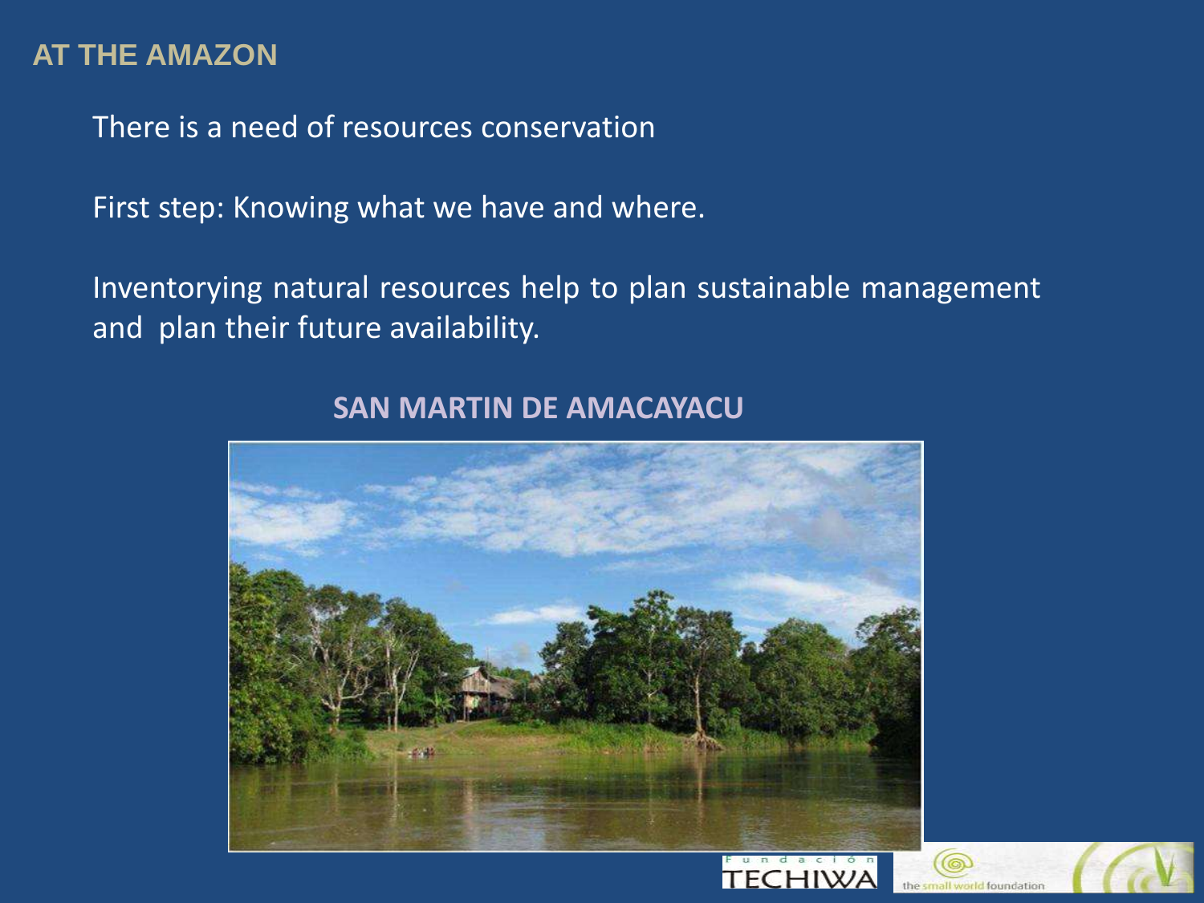# AT THE AMAZON

There is a need of resources conservation

First step: Knowing what we have and where.

Inventorying natural resources help to plan sustainable management and plan their future availability.

**SAN MARTIN DE AMACAYACU**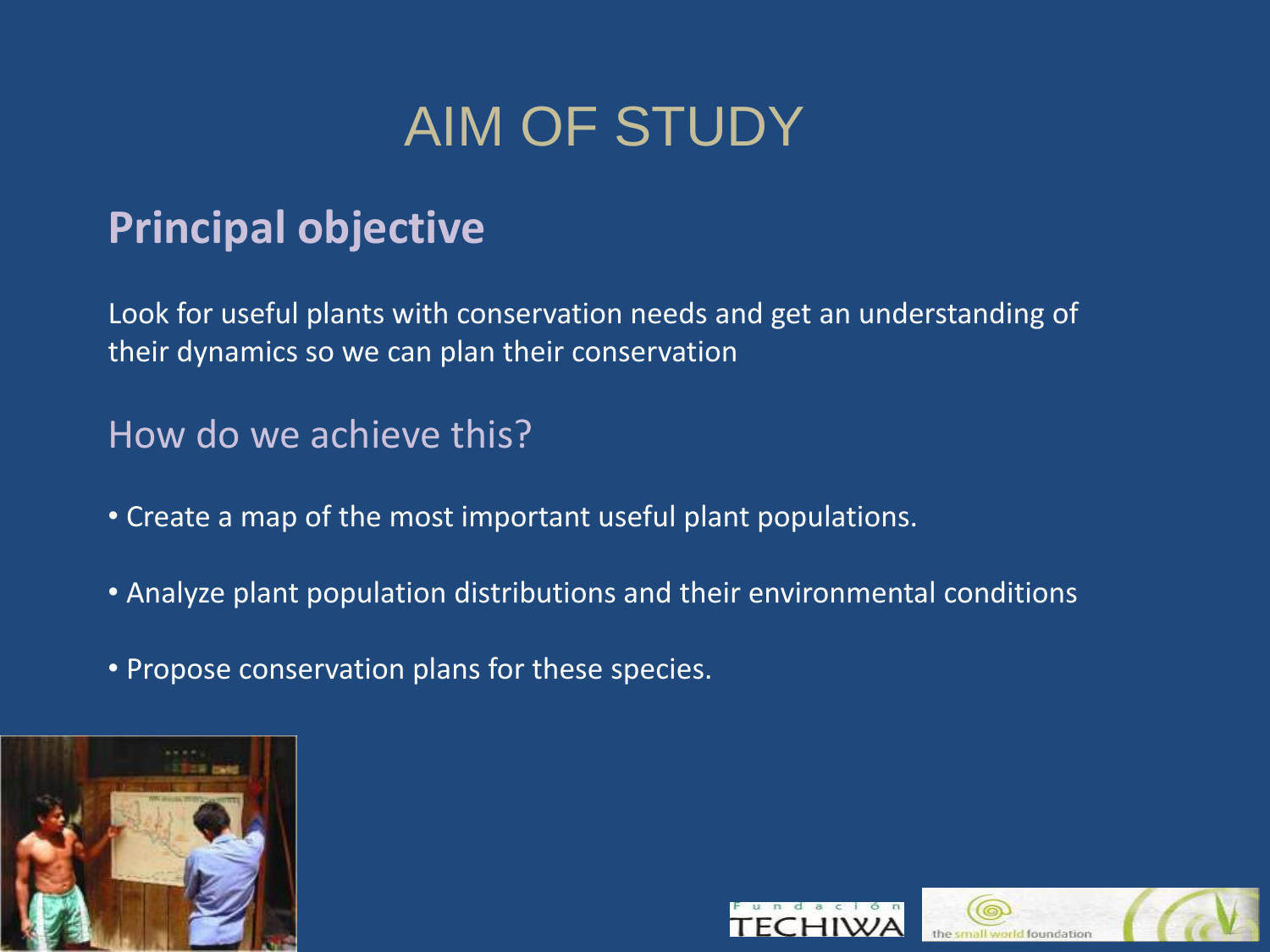# AIM OF STUDY

## Principal objective

Look for useful plants with conservation needs and get an understanding of their dynamics so we can plan their conservation

### How do we achieve this?

- Create a map of the most important useful plant populations.
- Analyze plant population distributions and their environmental conditions
- Propose conservation plans for these species.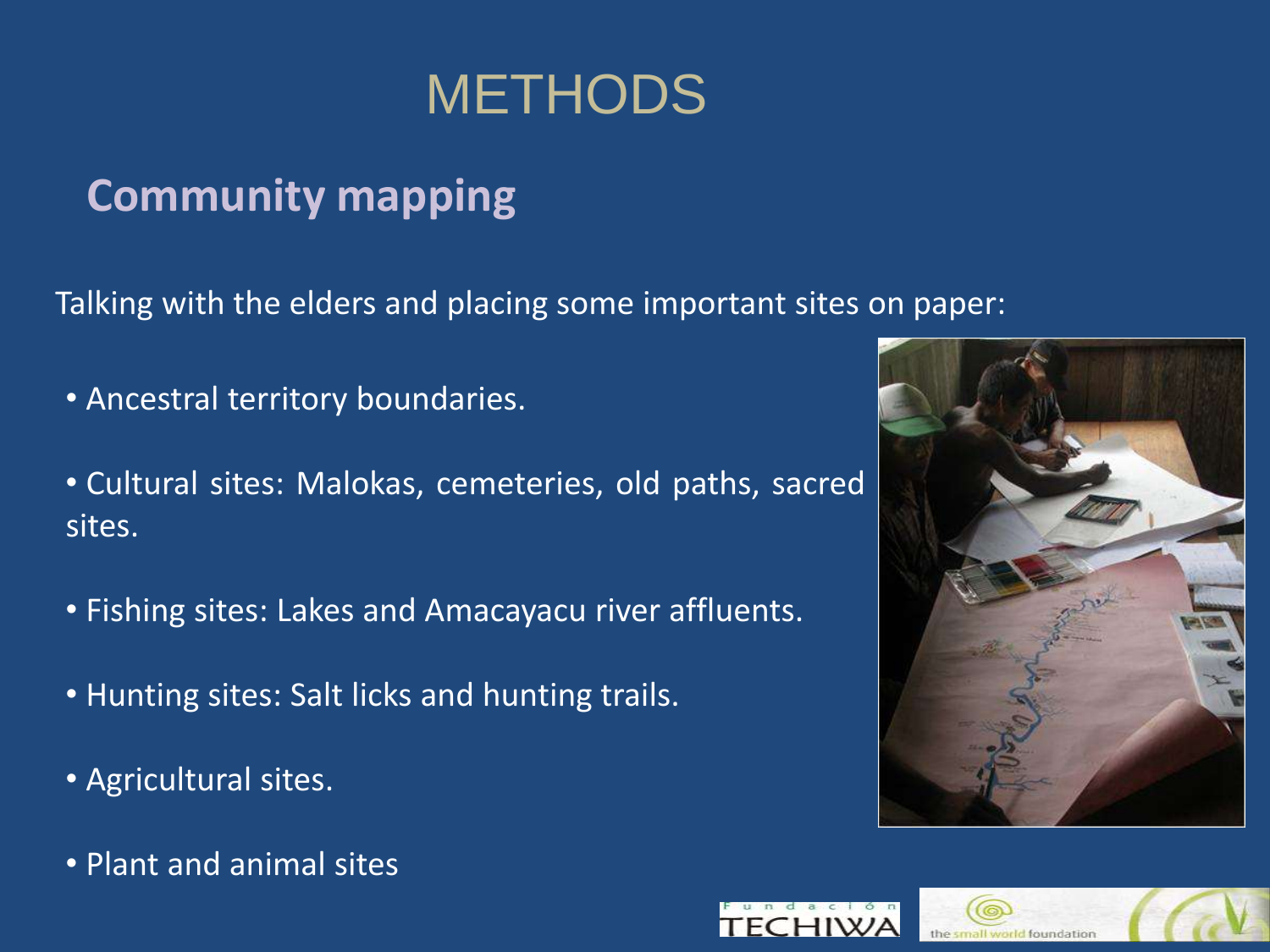# METHODS

## Community mapping

Talking with the elders and placing some important sites on paper:

- Ancestral territory boundaries.
- Cultural sites: Malokas, cemeteries, old paths, sacred sites.
- Fishing sites: Lakes and Amacayacu river affluents.
- Hunting sites: Salt licks and hunting trails.
- Agricultural sites.
- Plant and animal sites